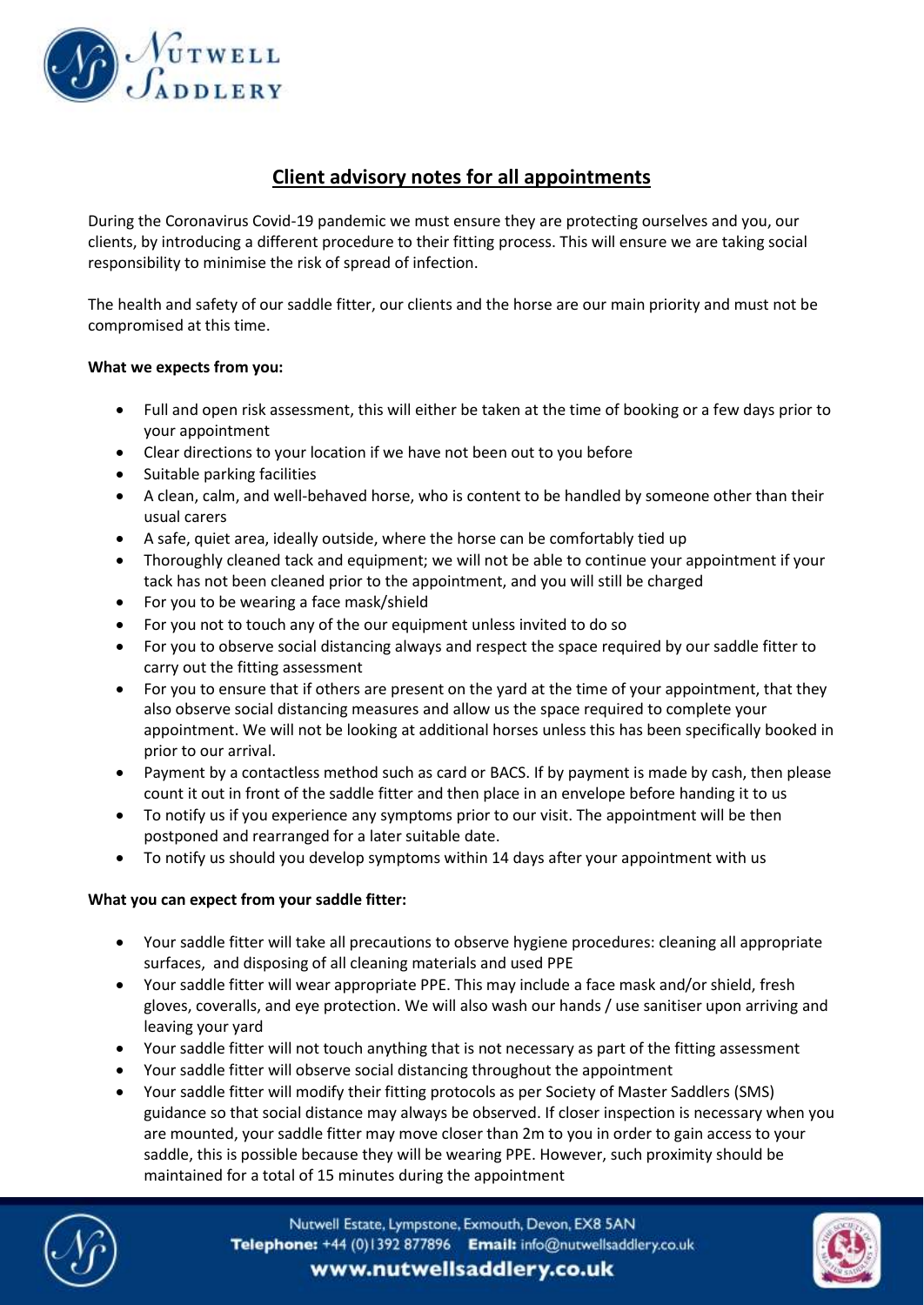## Client advisory notes for all appointments

During the Coronavirus Covid-19 pandemic we must ensure they are protecting ourselves and you, our clients, by introducing a different procedure to their fitting process. This will ensure we are taking social responsibility to minimise the risk of spread of infection.

The health and safety of our saddle fitter, our clients and the horse are our main priority and must not be compromised at this time.

**What we expects from you:**

- Full and open risk assessment, this will either be taken at the time of booking or a few days prior to your appointment
- Clear directions to your location if we have not been out to you before
- Suitable parking facilities
- A clean, calm, and well-behaved horse, who is content to be handled by someone other than their usual carers
- A safe, quiet area, ideally outside, where the horse can be comfortably tied up
- Thoroughly cleaned tack and equipment; we will not be able to continue your appointment if your tack has not been cleaned prior to the appointment, and you will still be charged
- For you to be wearing a face mask/shield
- For you not to touch any of the our equipment unless invited to do so
- For you to observe social distancing always and respect the space required by our saddle fitter to carry out the fitting assessment
- For you to ensure that if others are present on the yard at the time of your appointment, that they also observe social distancing measures and allow us the space required to complete your appointment. We will not be looking at additional horses unless this has been specifically booked in prior to our arrival.
- Payment by a contactless method such as card or BACS. If by payment is made by cash, then please count it out in front of the saddle fitter and then place in an envelope before handing it to us
- To notify us if you experience any symptoms prior to our visit. The appointment will be then postponed and rearranged for a later suitable date.
- To notify us should you develop symptoms within 14 days after your appointment with us

**What you can expect from your saddle fitter:**

- Your saddle fitter will take all precautions to observe hygiene procedures: cleaning all appropriate surfaces, and disposing of all cleaning materials and used PPE
- Your saddle fitter will wear appropriate PPE. This may include a face mask and/or shield, fresh gloves, coveralls, and eye protection. We will also wash our hands / use sanitiser upon arriving and leaving your yard
- Your saddle fitter will not touch anything that is not necessary as part of the fitting assessment
- Your saddle fitter will observe social distancing throughout the appointment
- Your saddle fitter will modify their fitting protocols as per Society of Master Saddlers (SMS) guidance so that social distance may always be observed. If closer inspection is necessary when you are mounted, your saddle fitter may move closer than 2m to you in order to gain access to your saddle, this is possible because they will be wearing PPE. However, such proximity should be maintained for a total of 15 minutes during the appointment

Nutwell Estate, Lympstone, Exmouth, Devon, EX8 5AN
**Telephone:** +44 (0)1392 877896 **Email:** info@nutwellsaddlery.co.uk
**www.nutwellsaddlery.co.uk**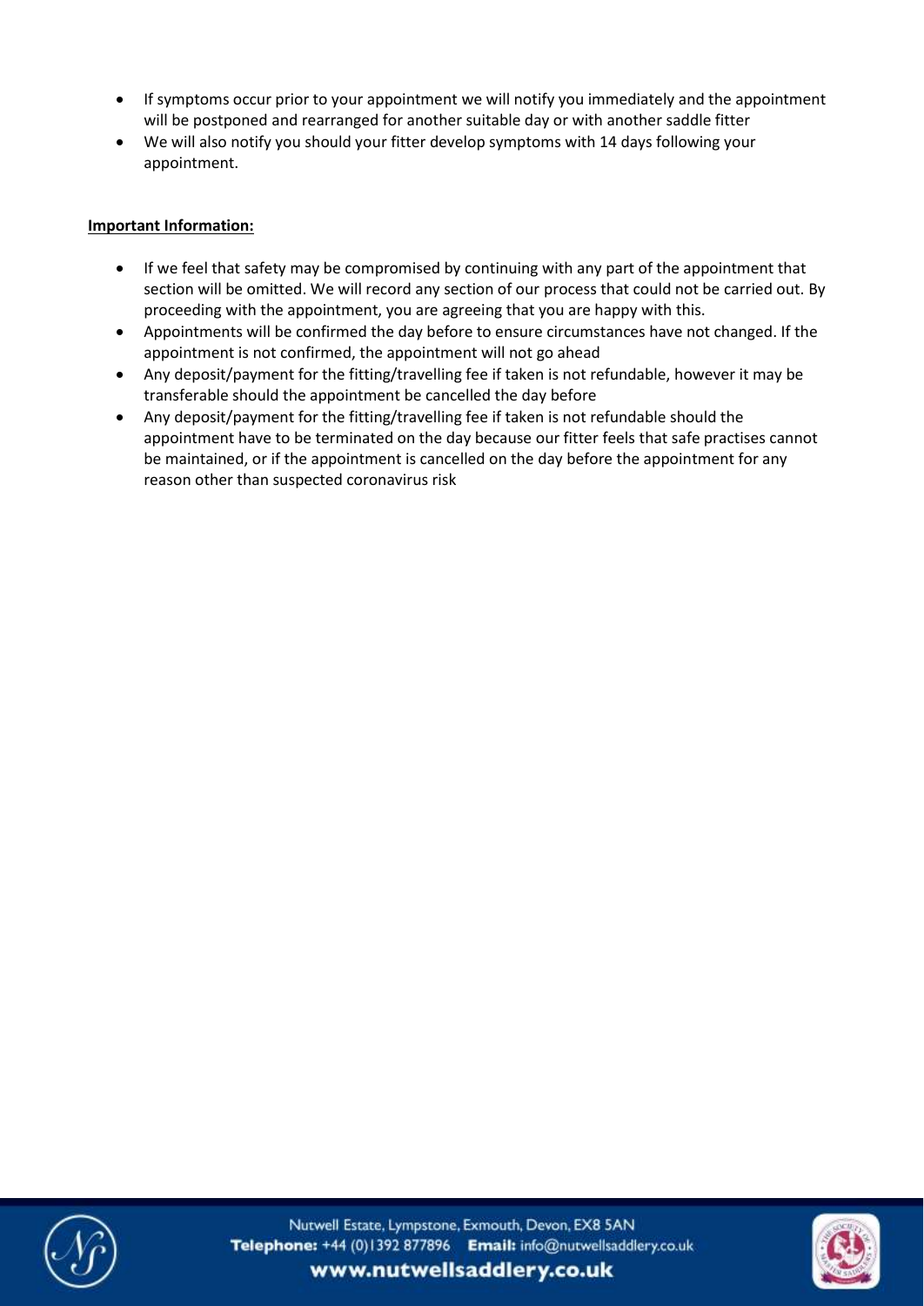- If symptoms occur prior to your appointment we will notify you immediately and the appointment will be postponed and rearranged for another suitable day or with another saddle fitter
- We will also notify you should your fitter develop symptoms with 14 days following your appointment.

**Important Information:**

- If we feel that safety may be compromised by continuing with any part of the appointment that section will be omitted. We will record any section of our process that could not be carried out. By proceeding with the appointment, you are agreeing that you are happy with this.
- Appointments will be confirmed the day before to ensure circumstances have not changed. If the appointment is not confirmed, the appointment will not go ahead
- Any deposit/payment for the fitting/travelling fee if taken is not refundable, however it may be transferable should the appointment be cancelled the day before
- Any deposit/payment for the fitting/travelling fee if taken is not refundable should the appointment have to be terminated on the day because our fitter feels that safe practises cannot be maintained, or if the appointment is cancelled on the day before the appointment for any reason other than suspected coronavirus risk